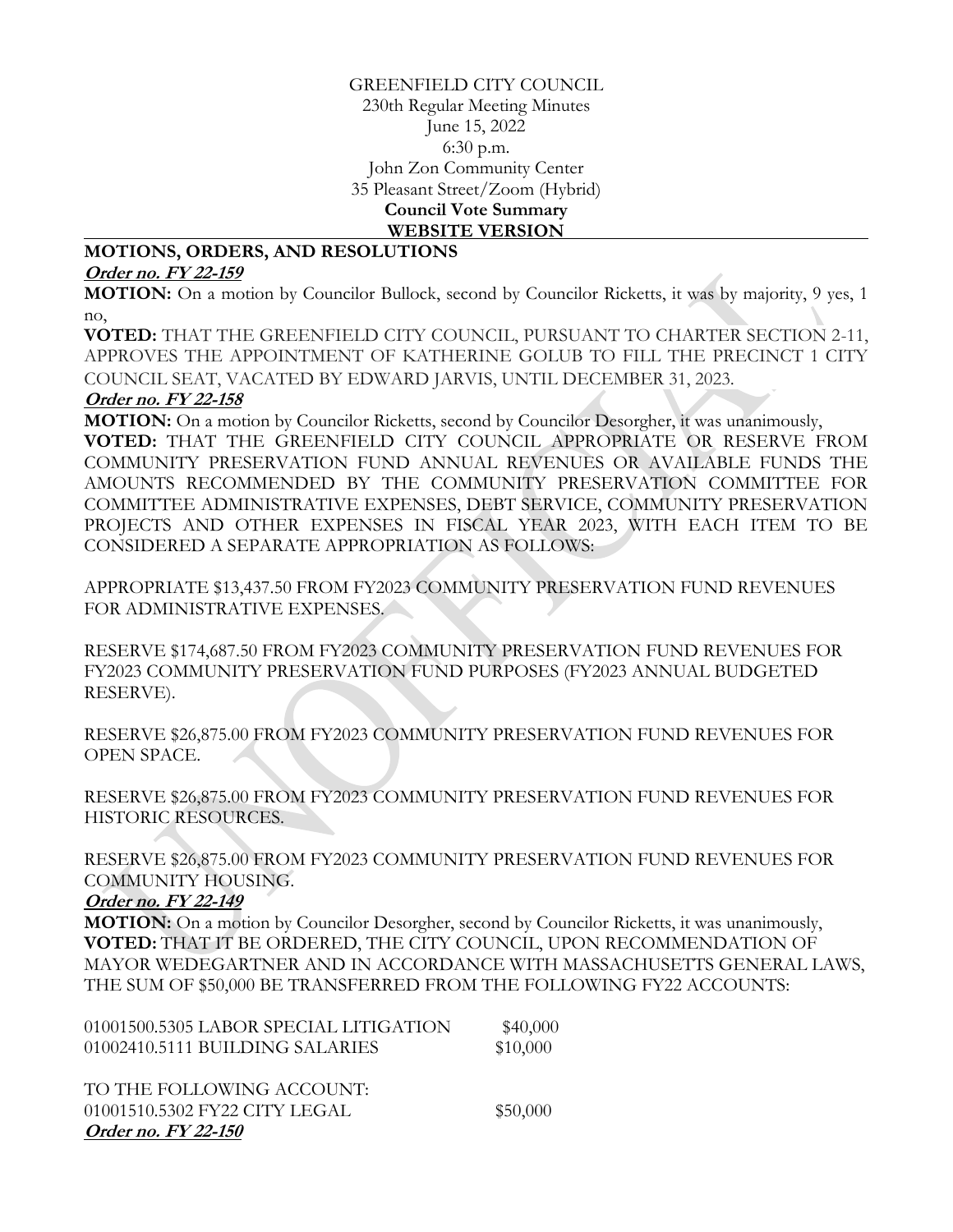GREENFIELD CITY COUNCIL
230th Regular Meeting Minutes
June 15, 2022
6:30 p.m.
John Zon Community Center
35 Pleasant Street/Zoom (Hybrid)

**Council Vote Summary**

**WEBSITE VERSION**

## MOTIONS, ORDERS, AND RESOLUTIONS

***Order no. FY 22-159***

**MOTION:** On a motion by Councilor Bullock, second by Councilor Ricketts, it was by majority, 9 yes, 1 no,

**VOTED:** THAT THE GREENFIELD CITY COUNCIL, PURSUANT TO CHARTER SECTION 2-11, APPROVES THE APPOINTMENT OF KATHERINE GOLUB TO FILL THE PRECINCT 1 CITY COUNCIL SEAT, VACATED BY EDWARD JARVIS, UNTIL DECEMBER 31, 2023.

***Order no. FY 22-158***

**MOTION:** On a motion by Councilor Ricketts, second by Councilor Desorgher, it was unanimously,

**VOTED:** THAT THE GREENFIELD CITY COUNCIL APPROPRIATE OR RESERVE FROM COMMUNITY PRESERVATION FUND ANNUAL REVENUES OR AVAILABLE FUNDS THE AMOUNTS RECOMMENDED BY THE COMMUNITY PRESERVATION COMMITTEE FOR COMMITTEE ADMINISTRATIVE EXPENSES, DEBT SERVICE, COMMUNITY PRESERVATION PROJECTS AND OTHER EXPENSES IN FISCAL YEAR 2023, WITH EACH ITEM TO BE CONSIDERED A SEPARATE APPROPRIATION AS FOLLOWS:

APPROPRIATE $13,437.50 FROM FY2023 COMMUNITY PRESERVATION FUND REVENUES FOR ADMINISTRATIVE EXPENSES.

RESERVE $174,687.50 FROM FY2023 COMMUNITY PRESERVATION FUND REVENUES FOR FY2023 COMMUNITY PRESERVATION FUND PURPOSES (FY2023 ANNUAL BUDGETED RESERVE).

RESERVE $26,875.00 FROM FY2023 COMMUNITY PRESERVATION FUND REVENUES FOR OPEN SPACE.

RESERVE $26,875.00 FROM FY2023 COMMUNITY PRESERVATION FUND REVENUES FOR HISTORIC RESOURCES.

RESERVE $26,875.00 FROM FY2023 COMMUNITY PRESERVATION FUND REVENUES FOR COMMUNITY HOUSING.

***Order no. FY 22-149***

**MOTION:** On a motion by Councilor Desorgher, second by Councilor Ricketts, it was unanimously,

**VOTED:** THAT IT BE ORDERED, THE CITY COUNCIL, UPON RECOMMENDATION OF MAYOR WEDEGARTNER AND IN ACCORDANCE WITH MASSACHUSETTS GENERAL LAWS, THE SUM OF $50,000 BE TRANSFERRED FROM THE FOLLOWING FY22 ACCOUNTS:

| | |
|---|---|
| 01001500.5305 LABOR SPECIAL LITIGATION | $40,000 |
| 01002410.5111 BUILDING SALARIES | $10,000 |

TO THE FOLLOWING ACCOUNT:

| | |
|---|---|
| 01001510.5302 FY22 CITY LEGAL | $50,000 |

***Order no. FY 22-150***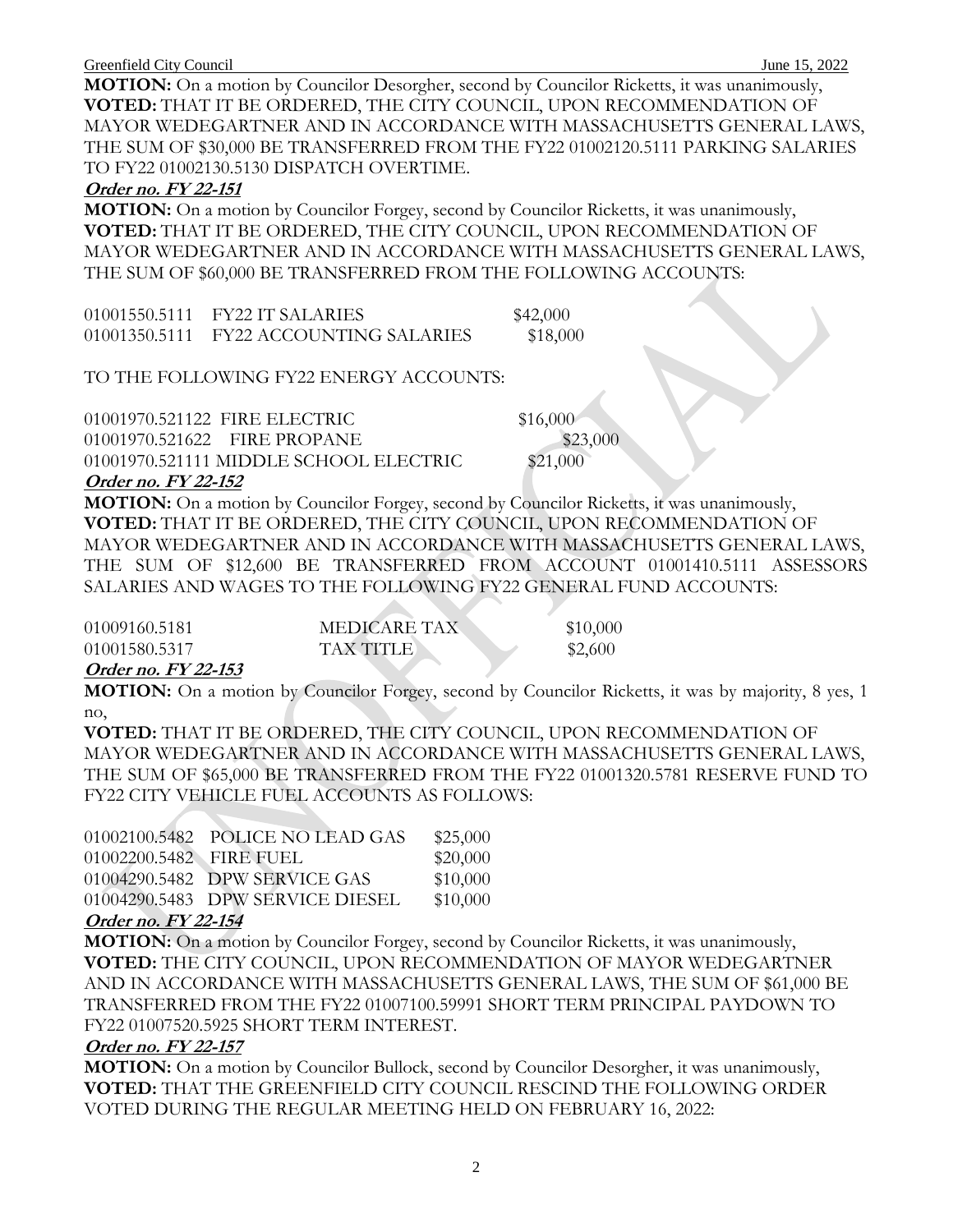**MOTION:** On a motion by Councilor Desorgher, second by Councilor Ricketts, it was unanimously,
**VOTED:** THAT IT BE ORDERED, THE CITY COUNCIL, UPON RECOMMENDATION OF MAYOR WEDEGARTNER AND IN ACCORDANCE WITH MASSACHUSETTS GENERAL LAWS, THE SUM OF $30,000 BE TRANSFERRED FROM THE FY22 01002120.5111 PARKING SALARIES TO FY22 01002130.5130 DISPATCH OVERTIME.

***Order no. FY 22-151***

**MOTION:** On a motion by Councilor Forgey, second by Councilor Ricketts, it was unanimously,
**VOTED:** THAT IT BE ORDERED, THE CITY COUNCIL, UPON RECOMMENDATION OF MAYOR WEDEGARTNER AND IN ACCORDANCE WITH MASSACHUSETTS GENERAL LAWS, THE SUM OF $60,000 BE TRANSFERRED FROM THE FOLLOWING ACCOUNTS:

| | | |
|---|---|---|
| 01001550.5111 | FY22 IT SALARIES | $42,000 |
| 01001350.5111 | FY22 ACCOUNTING SALARIES | $18,000 |

TO THE FOLLOWING FY22 ENERGY ACCOUNTS:

| | | |
|---|---|---|
| 01001970.521122 | FIRE ELECTRIC | $16,000 |
| 01001970.521622 | FIRE PROPANE | $23,000 |
| 01001970.521111 | MIDDLE SCHOOL ELECTRIC | $21,000 |

***Order no. FY 22-152***

**MOTION:** On a motion by Councilor Forgey, second by Councilor Ricketts, it was unanimously,
**VOTED:** THAT IT BE ORDERED, THE CITY COUNCIL, UPON RECOMMENDATION OF MAYOR WEDEGARTNER AND IN ACCORDANCE WITH MASSACHUSETTS GENERAL LAWS, THE SUM OF $12,600 BE TRANSFERRED FROM ACCOUNT 01001410.5111 ASSESSORS SALARIES AND WAGES TO THE FOLLOWING FY22 GENERAL FUND ACCOUNTS:

| | | |
|---|---|---|
| 01009160.5181 | MEDICARE TAX | $10,000 |
| 01001580.5317 | TAX TITLE | $2,600 |

***Order no. FY 22-153***

**MOTION:** On a motion by Councilor Forgey, second by Councilor Ricketts, it was by majority, 8 yes, 1 no,
**VOTED:** THAT IT BE ORDERED, THE CITY COUNCIL, UPON RECOMMENDATION OF MAYOR WEDEGARTNER AND IN ACCORDANCE WITH MASSACHUSETTS GENERAL LAWS, THE SUM OF $65,000 BE TRANSFERRED FROM THE FY22 01001320.5781 RESERVE FUND TO FY22 CITY VEHICLE FUEL ACCOUNTS AS FOLLOWS:

| | | |
|---|---|---|
| 01002100.5482 | POLICE NO LEAD GAS | $25,000 |
| 01002200.5482 | FIRE FUEL | $20,000 |
| 01004290.5482 | DPW SERVICE GAS | $10,000 |
| 01004290.5483 | DPW SERVICE DIESEL | $10,000 |

***Order no. FY 22-154***

**MOTION:** On a motion by Councilor Forgey, second by Councilor Ricketts, it was unanimously,
**VOTED:** THE CITY COUNCIL, UPON RECOMMENDATION OF MAYOR WEDEGARTNER AND IN ACCORDANCE WITH MASSACHUSETTS GENERAL LAWS, THE SUM OF $61,000 BE TRANSFERRED FROM THE FY22 01007100.59991 SHORT TERM PRINCIPAL PAYDOWN TO FY22 01007520.5925 SHORT TERM INTEREST.

***Order no. FY 22-157***

**MOTION:** On a motion by Councilor Bullock, second by Councilor Desorgher, it was unanimously,
**VOTED:** THAT THE GREENFIELD CITY COUNCIL RESCIND THE FOLLOWING ORDER VOTED DURING THE REGULAR MEETING HELD ON FEBRUARY 16, 2022: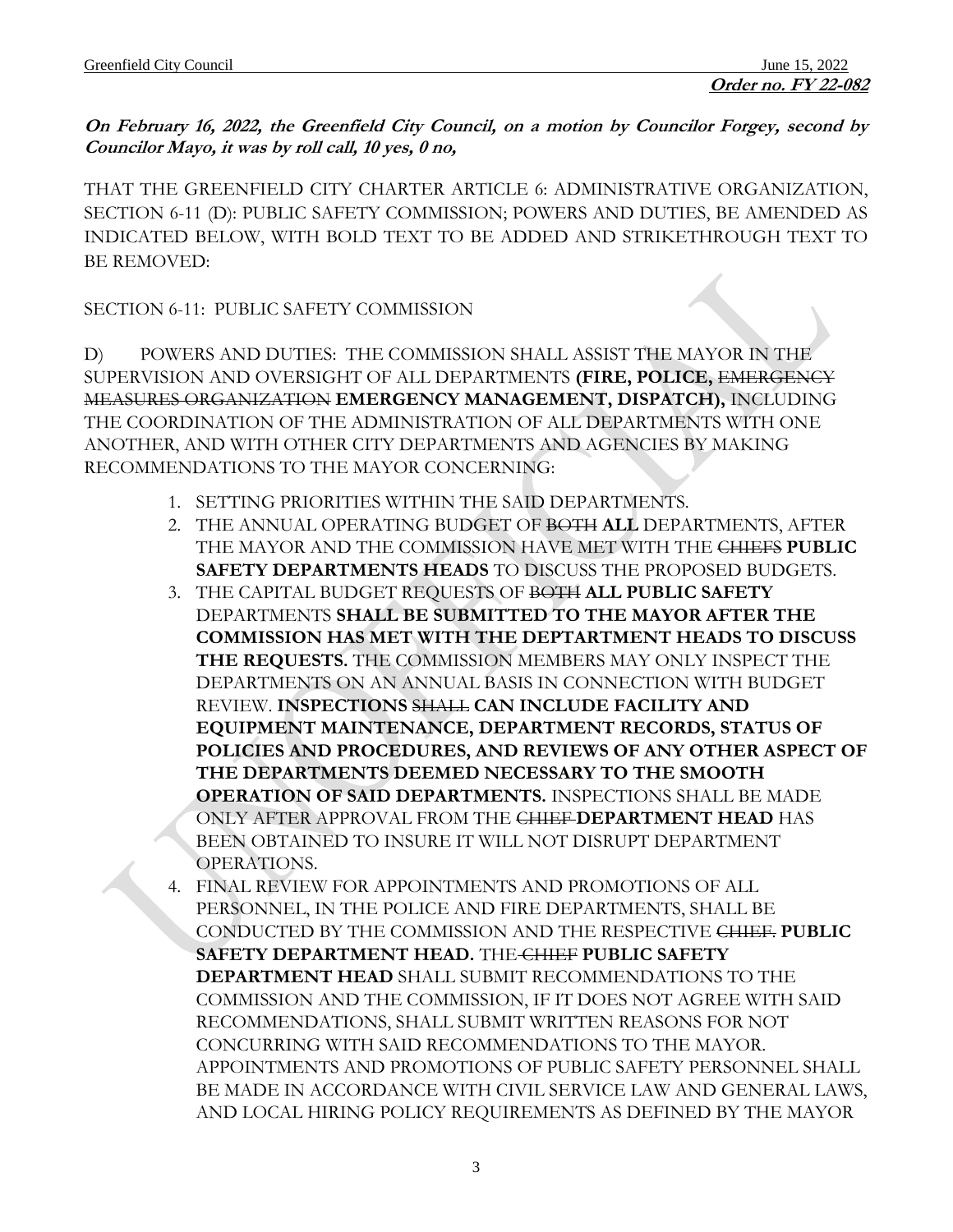**Order no. FY 22-082**

***On February 16, 2022, the Greenfield City Council, on a motion by Councilor Forgey, second by Councilor Mayo, it was by roll call, 10 yes, 0 no,***

THAT THE GREENFIELD CITY CHARTER ARTICLE 6: ADMINISTRATIVE ORGANIZATION, SECTION 6-11 (D): PUBLIC SAFETY COMMISSION; POWERS AND DUTIES, BE AMENDED AS INDICATED BELOW, WITH BOLD TEXT TO BE ADDED AND STRIKETHROUGH TEXT TO BE REMOVED:

SECTION 6-11: PUBLIC SAFETY COMMISSION

D) POWERS AND DUTIES: THE COMMISSION SHALL ASSIST THE MAYOR IN THE SUPERVISION AND OVERSIGHT OF ALL DEPARTMENTS **(FIRE, POLICE,** ~~EMERGENCY MEASURES ORGANIZATION~~ **EMERGENCY MANAGEMENT, DISPATCH),** INCLUDING THE COORDINATION OF THE ADMINISTRATION OF ALL DEPARTMENTS WITH ONE ANOTHER, AND WITH OTHER CITY DEPARTMENTS AND AGENCIES BY MAKING RECOMMENDATIONS TO THE MAYOR CONCERNING:

1. SETTING PRIORITIES WITHIN THE SAID DEPARTMENTS.
2. THE ANNUAL OPERATING BUDGET OF ~~BOTH~~ **ALL** DEPARTMENTS, AFTER THE MAYOR AND THE COMMISSION HAVE MET WITH THE ~~CHIEFS~~ **PUBLIC SAFETY DEPARTMENTS HEADS** TO DISCUSS THE PROPOSED BUDGETS.
3. THE CAPITAL BUDGET REQUESTS OF ~~BOTH~~ **ALL PUBLIC SAFETY** DEPARTMENTS **SHALL BE SUBMITTED TO THE MAYOR AFTER THE COMMISSION HAS MET WITH THE DEPTARTMENT HEADS TO DISCUSS THE REQUESTS.** THE COMMISSION MEMBERS MAY ONLY INSPECT THE DEPARTMENTS ON AN ANNUAL BASIS IN CONNECTION WITH BUDGET REVIEW. **INSPECTIONS** ~~SHALL~~ **CAN INCLUDE FACILITY AND EQUIPMENT MAINTENANCE, DEPARTMENT RECORDS, STATUS OF POLICIES AND PROCEDURES, AND REVIEWS OF ANY OTHER ASPECT OF THE DEPARTMENTS DEEMED NECESSARY TO THE SMOOTH OPERATION OF SAID DEPARTMENTS.** INSPECTIONS SHALL BE MADE ONLY AFTER APPROVAL FROM THE ~~CHIEF~~ **DEPARTMENT HEAD** HAS BEEN OBTAINED TO INSURE IT WILL NOT DISRUPT DEPARTMENT OPERATIONS.
4. FINAL REVIEW FOR APPOINTMENTS AND PROMOTIONS OF ALL PERSONNEL, IN THE POLICE AND FIRE DEPARTMENTS, SHALL BE CONDUCTED BY THE COMMISSION AND THE RESPECTIVE ~~CHIEF.~~ **PUBLIC SAFETY DEPARTMENT HEAD.** THE ~~CHIEF~~ **PUBLIC SAFETY DEPARTMENT HEAD** SHALL SUBMIT RECOMMENDATIONS TO THE COMMISSION AND THE COMMISSION, IF IT DOES NOT AGREE WITH SAID RECOMMENDATIONS, SHALL SUBMIT WRITTEN REASONS FOR NOT CONCURRING WITH SAID RECOMMENDATIONS TO THE MAYOR. APPOINTMENTS AND PROMOTIONS OF PUBLIC SAFETY PERSONNEL SHALL BE MADE IN ACCORDANCE WITH CIVIL SERVICE LAW AND GENERAL LAWS, AND LOCAL HIRING POLICY REQUIREMENTS AS DEFINED BY THE MAYOR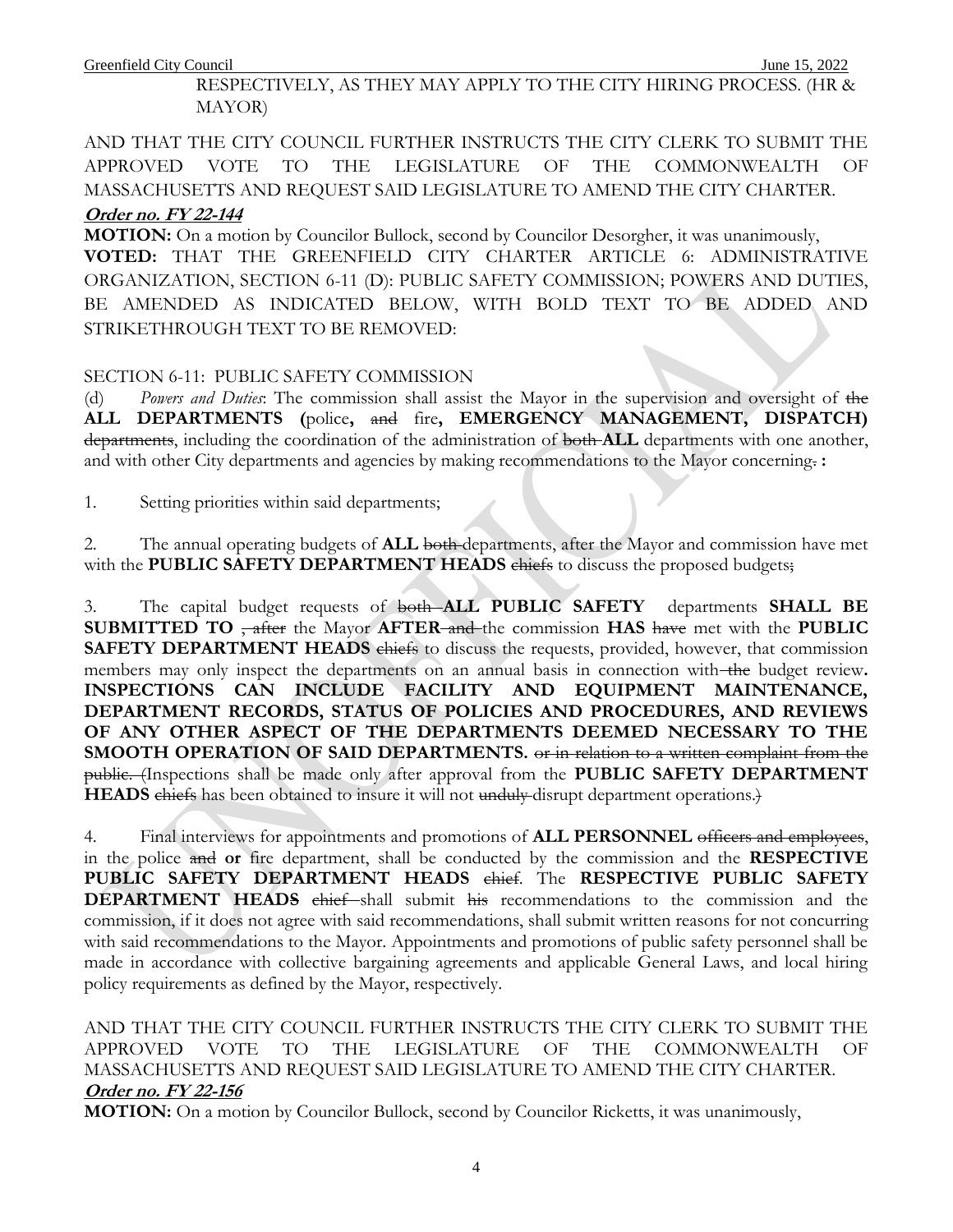RESPECTIVELY, AS THEY MAY APPLY TO THE CITY HIRING PROCESS. (HR & MAYOR)

AND THAT THE CITY COUNCIL FURTHER INSTRUCTS THE CITY CLERK TO SUBMIT THE APPROVED VOTE TO THE LEGISLATURE OF THE COMMONWEALTH OF MASSACHUSETTS AND REQUEST SAID LEGISLATURE TO AMEND THE CITY CHARTER.

***Order no. FY 22-144***

**MOTION:** On a motion by Councilor Bullock, second by Councilor Desorgher, it was unanimously,

**VOTED:** THAT THE GREENFIELD CITY CHARTER ARTICLE 6: ADMINISTRATIVE ORGANIZATION, SECTION 6-11 (D): PUBLIC SAFETY COMMISSION; POWERS AND DUTIES, BE AMENDED AS INDICATED BELOW, WITH BOLD TEXT TO BE ADDED AND STRIKETHROUGH TEXT TO BE REMOVED:

SECTION 6-11: PUBLIC SAFETY COMMISSION

(d) *Powers and Duties*: The commission shall assist the Mayor in the supervision and oversight of ~~the~~ **ALL DEPARTMENTS (**police**,** ~~and~~ fire**, EMERGENCY MANAGEMENT, DISPATCH)** ~~departments~~, including the coordination of the administration of ~~both~~ **ALL** departments with one another, and with other City departments and agencies by making recommendations to the Mayor concerning~~.~~ **:**

1. Setting priorities within said departments;

2. The annual operating budgets of **ALL** ~~both~~ departments, after the Mayor and commission have met with the **PUBLIC SAFETY DEPARTMENT HEADS** ~~chiefs~~ to discuss the proposed budgets~~;~~

3. The capital budget requests of ~~both~~ **ALL PUBLIC SAFETY** departments **SHALL BE SUBMITTED TO** ~~, after~~ the Mayor **AFTER** ~~and~~ the commission **HAS** ~~have~~ met with the **PUBLIC SAFETY DEPARTMENT HEADS** ~~chiefs~~ to discuss the requests, provided, however, that commission members may only inspect the departments on an annual basis in connection with ~~the~~ budget review**. INSPECTIONS CAN INCLUDE FACILITY AND EQUIPMENT MAINTENANCE, DEPARTMENT RECORDS, STATUS OF POLICIES AND PROCEDURES, AND REVIEWS OF ANY OTHER ASPECT OF THE DEPARTMENTS DEEMED NECESSARY TO THE SMOOTH OPERATION OF SAID DEPARTMENTS.** ~~or in relation to a written complaint from the public. (~~Inspections shall be made only after approval from the **PUBLIC SAFETY DEPARTMENT HEADS** ~~chiefs~~ has been obtained to insure it will not ~~unduly~~ disrupt department operations.~~)~~

4. Final interviews for appointments and promotions of **ALL PERSONNEL** ~~officers and employees~~, in the police ~~and~~ **or** fire department, shall be conducted by the commission and the **RESPECTIVE PUBLIC SAFETY DEPARTMENT HEADS** ~~chief~~. The **RESPECTIVE PUBLIC SAFETY DEPARTMENT HEADS** ~~chief~~ shall submit ~~his~~ recommendations to the commission and the commission, if it does not agree with said recommendations, shall submit written reasons for not concurring with said recommendations to the Mayor. Appointments and promotions of public safety personnel shall be made in accordance with collective bargaining agreements and applicable General Laws, and local hiring policy requirements as defined by the Mayor, respectively.

AND THAT THE CITY COUNCIL FURTHER INSTRUCTS THE CITY CLERK TO SUBMIT THE APPROVED VOTE TO THE LEGISLATURE OF THE COMMONWEALTH OF MASSACHUSETTS AND REQUEST SAID LEGISLATURE TO AMEND THE CITY CHARTER.

***Order no. FY 22-156***

**MOTION:** On a motion by Councilor Bullock, second by Councilor Ricketts, it was unanimously,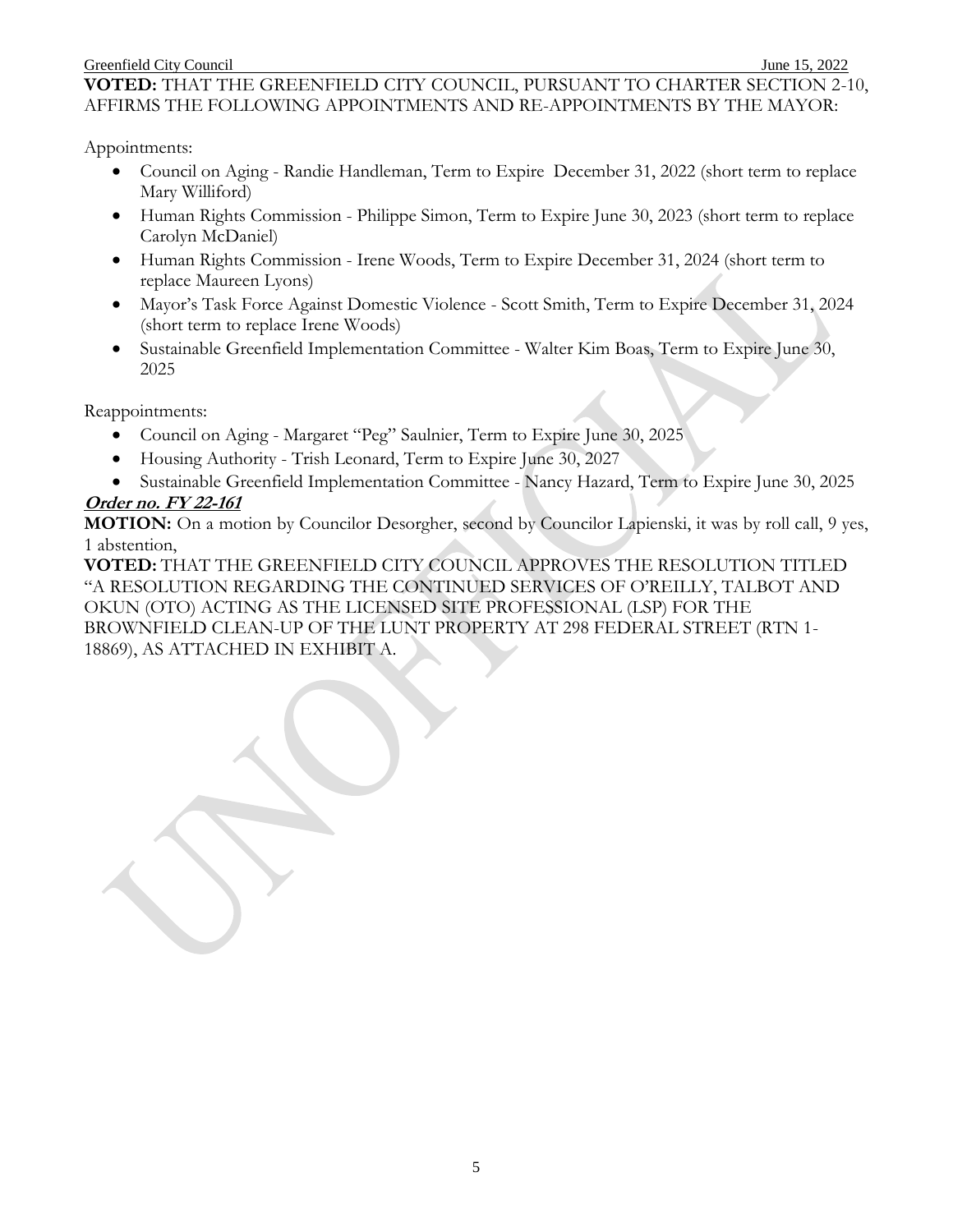**VOTED:** THAT THE GREENFIELD CITY COUNCIL, PURSUANT TO CHARTER SECTION 2-10, AFFIRMS THE FOLLOWING APPOINTMENTS AND RE-APPOINTMENTS BY THE MAYOR:

Appointments:

- Council on Aging - Randie Handleman, Term to Expire December 31, 2022 (short term to replace Mary Williford)
- Human Rights Commission - Philippe Simon, Term to Expire June 30, 2023 (short term to replace Carolyn McDaniel)
- Human Rights Commission - Irene Woods, Term to Expire December 31, 2024 (short term to replace Maureen Lyons)
- Mayor's Task Force Against Domestic Violence - Scott Smith, Term to Expire December 31, 2024 (short term to replace Irene Woods)
- Sustainable Greenfield Implementation Committee - Walter Kim Boas, Term to Expire June 30, 2025

Reappointments:

- Council on Aging - Margaret "Peg" Saulnier, Term to Expire June 30, 2025
- Housing Authority - Trish Leonard, Term to Expire June 30, 2027
- Sustainable Greenfield Implementation Committee - Nancy Hazard, Term to Expire June 30, 2025

***Order no. FY 22-161***

**MOTION:** On a motion by Councilor Desorgher, second by Councilor Lapienski, it was by roll call, 9 yes, 1 abstention,

**VOTED:** THAT THE GREENFIELD CITY COUNCIL APPROVES THE RESOLUTION TITLED "A RESOLUTION REGARDING THE CONTINUED SERVICES OF O'REILLY, TALBOT AND OKUN (OTO) ACTING AS THE LICENSED SITE PROFESSIONAL (LSP) FOR THE BROWNFIELD CLEAN-UP OF THE LUNT PROPERTY AT 298 FEDERAL STREET (RTN 1-18869), AS ATTACHED IN EXHIBIT A.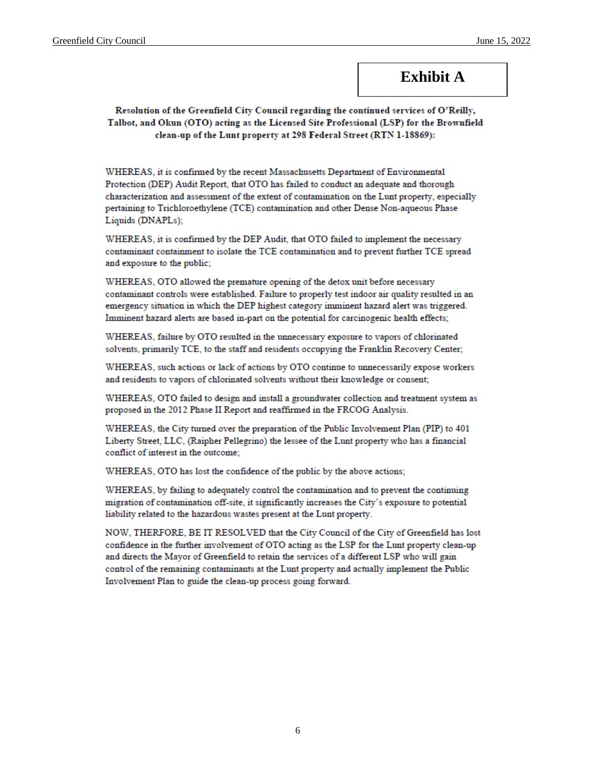# Exhibit A

**Resolution of the Greenfield City Council regarding the continued services of O'Reilly, Talbot, and Okun (OTO) acting as the Licensed Site Professional (LSP) for the Brownfield clean-up of the Lunt property at 298 Federal Street (RTN 1-18869):**

WHEREAS, it is confirmed by the recent Massachusetts Department of Environmental Protection (DEP) Audit Report, that OTO has failed to conduct an adequate and thorough characterization and assessment of the extent of contamination on the Lunt property, especially pertaining to Trichloroethylene (TCE) contamination and other Dense Non-aqueous Phase Liquids (DNAPLs);

WHEREAS, it is confirmed by the DEP Audit, that OTO failed to implement the necessary contaminant containment to isolate the TCE contamination and to prevent further TCE spread and exposure to the public;

WHEREAS, OTO allowed the premature opening of the detox unit before necessary contaminant controls were established. Failure to properly test indoor air quality resulted in an emergency situation in which the DEP highest category imminent hazard alert was triggered. Imminent hazard alerts are based in-part on the potential for carcinogenic health effects;

WHEREAS, failure by OTO resulted in the unnecessary exposure to vapors of chlorinated solvents, primarily TCE, to the staff and residents occupying the Franklin Recovery Center;

WHEREAS, such actions or lack of actions by OTO continue to unnecessarily expose workers and residents to vapors of chlorinated solvents without their knowledge or consent;

WHEREAS, OTO failed to design and install a groundwater collection and treatment system as proposed in the 2012 Phase II Report and reaffirmed in the FRCOG Analysis.

WHEREAS, the City turned over the preparation of the Public Involvement Plan (PIP) to 401 Liberty Street, LLC, (Raipher Pellegrino) the lessee of the Lunt property who has a financial conflict of interest in the outcome;

WHEREAS, OTO has lost the confidence of the public by the above actions;

WHEREAS, by failing to adequately control the contamination and to prevent the continuing migration of contamination off-site, it significantly increases the City's exposure to potential liability related to the hazardous wastes present at the Lunt property.

NOW, THERFORE, BE IT RESOLVED that the City Council of the City of Greenfield has lost confidence in the further involvement of OTO acting as the LSP for the Lunt property clean-up and directs the Mayor of Greenfield to retain the services of a different LSP who will gain control of the remaining contaminants at the Lunt property and actually implement the Public Involvement Plan to guide the clean-up process going forward.